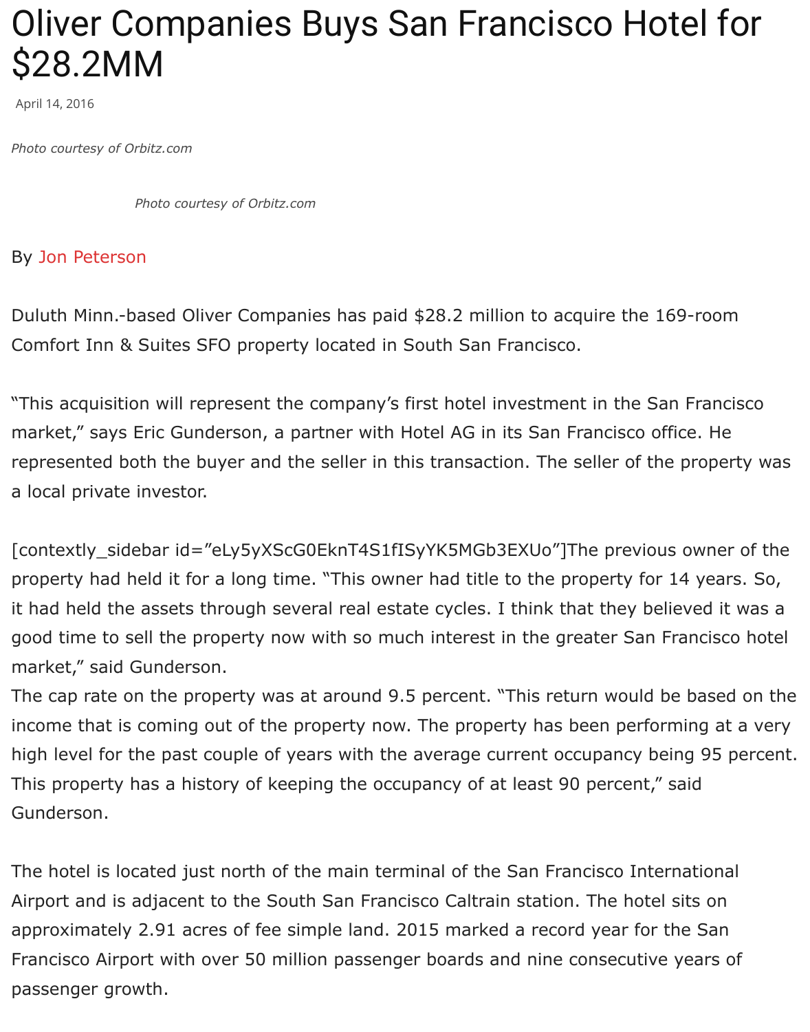# Oliver Companies Buys San Francisco Hotel for $28.2MM

April 14, 2016

*Photo courtesy of Orbitz.com*

*Photo courtesy of Orbitz.com*

By Jon Peterson

Duluth Minn.-based Oliver Companies has paid $28.2 million to acquire the 169-room Comfort Inn & Suites SFO property located in South San Francisco.

"This acquisition will represent the company's first hotel investment in the San Francisco market," says Eric Gunderson, a partner with Hotel AG in its San Francisco office. He represented both the buyer and the seller in this transaction. The seller of the property was a local private investor.

[contextly_sidebar id="eLy5yXScG0EknT4S1fISyYK5MGb3EXUo"]The previous owner of the property had held it for a long time. "This owner had title to the property for 14 years. So, it had held the assets through several real estate cycles. I think that they believed it was a good time to sell the property now with so much interest in the greater San Francisco hotel market," said Gunderson.
The cap rate on the property was at around 9.5 percent. "This return would be based on the income that is coming out of the property now. The property has been performing at a very high level for the past couple of years with the average current occupancy being 95 percent. This property has a history of keeping the occupancy of at least 90 percent," said Gunderson.

The hotel is located just north of the main terminal of the San Francisco International Airport and is adjacent to the South San Francisco Caltrain station. The hotel sits on approximately 2.91 acres of fee simple land. 2015 marked a record year for the San Francisco Airport with over 50 million passenger boards and nine consecutive years of passenger growth.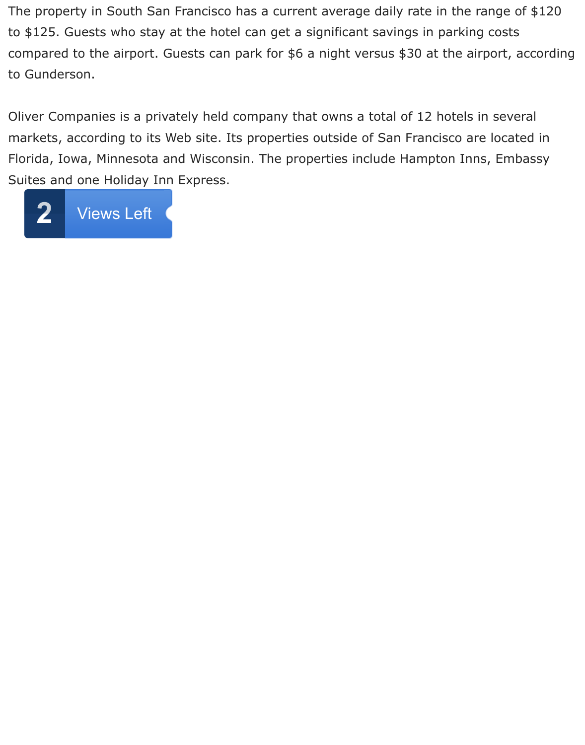The property in South San Francisco has a current average daily rate in the range of $120 to $125. Guests who stay at the hotel can get a significant savings in parking costs compared to the airport. Guests can park for $6 a night versus $30 at the airport, according to Gunderson.

Oliver Companies is a privately held company that owns a total of 12 hotels in several markets, according to its Web site. Its properties outside of San Francisco are located in Florida, Iowa, Minnesota and Wisconsin. The properties include Hampton Inns, Embassy Suites and one Holiday Inn Express.